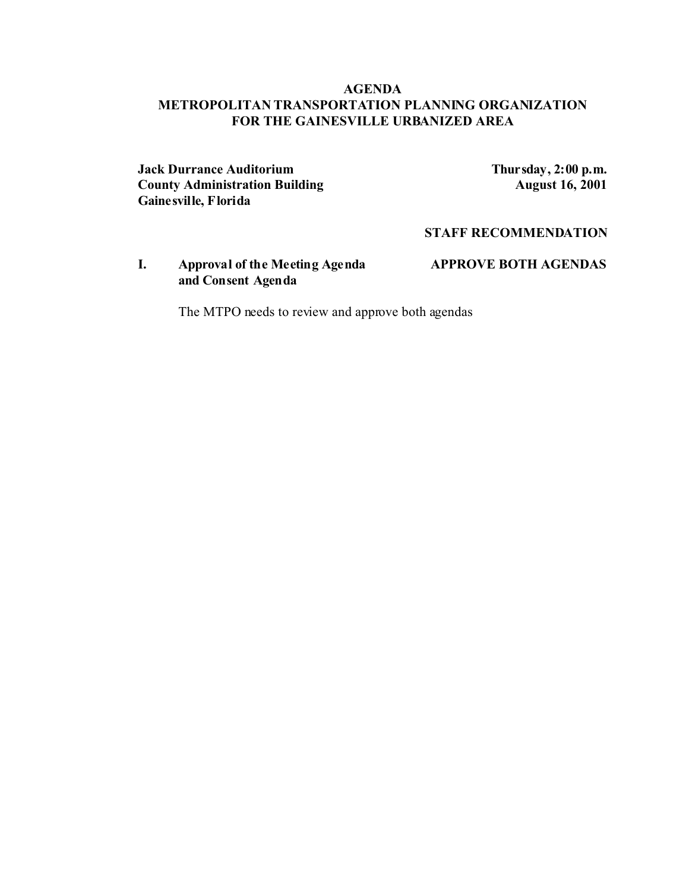# AGENDA
# METROPOLITAN TRANSPORTATION PLANNING ORGANIZATION FOR THE GAINESVILLE URBANIZED AREA

**Jack Durrance Auditorium**
**County Administration Building**
**Gainesville, Florida**

**Thursday, 2:00 p.m.**
**August 16, 2001**

**STAFF RECOMMENDATION**

**I. Approval of the Meeting Agenda and Consent Agenda** — **APPROVE BOTH AGENDAS**

The MTPO needs to review and approve both agendas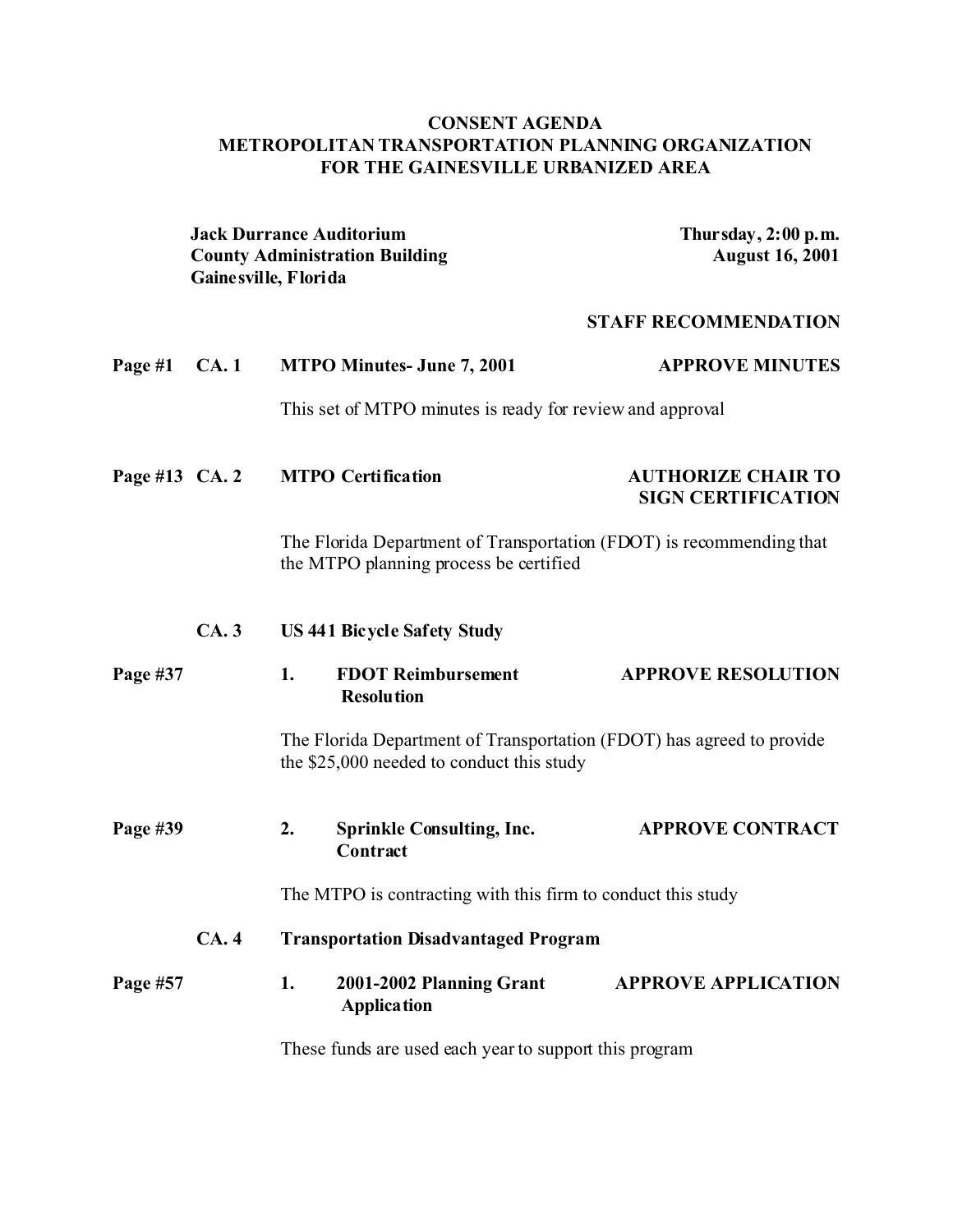**CONSENT AGENDA**
**METROPOLITAN TRANSPORTATION PLANNING ORGANIZATION**
**FOR THE GAINESVILLE URBANIZED AREA**

**Jack Durrance Auditorium**
**County Administration Building**
**Gainesville, Florida**

**Thursday, 2:00 p.m.**
**August 16, 2001**

**STAFF RECOMMENDATION**

**Page #1 CA. 1 MTPO Minutes- June 7, 2001** — **APPROVE MINUTES**

This set of MTPO minutes is ready for review and approval

**Page #13 CA. 2 MTPO Certification** — **AUTHORIZE CHAIR TO SIGN CERTIFICATION**

The Florida Department of Transportation (FDOT) is recommending that the MTPO planning process be certified

**CA. 3 US 441 Bicycle Safety Study**

**Page #37 1. FDOT Reimbursement Resolution** — **APPROVE RESOLUTION**

The Florida Department of Transportation (FDOT) has agreed to provide the $25,000 needed to conduct this study

**Page #39 2. Sprinkle Consulting, Inc. Contract** — **APPROVE CONTRACT**

The MTPO is contracting with this firm to conduct this study

**CA. 4 Transportation Disadvantaged Program**

**Page #57 1. 2001-2002 Planning Grant Application** — **APPROVE APPLICATION**

These funds are used each year to support this program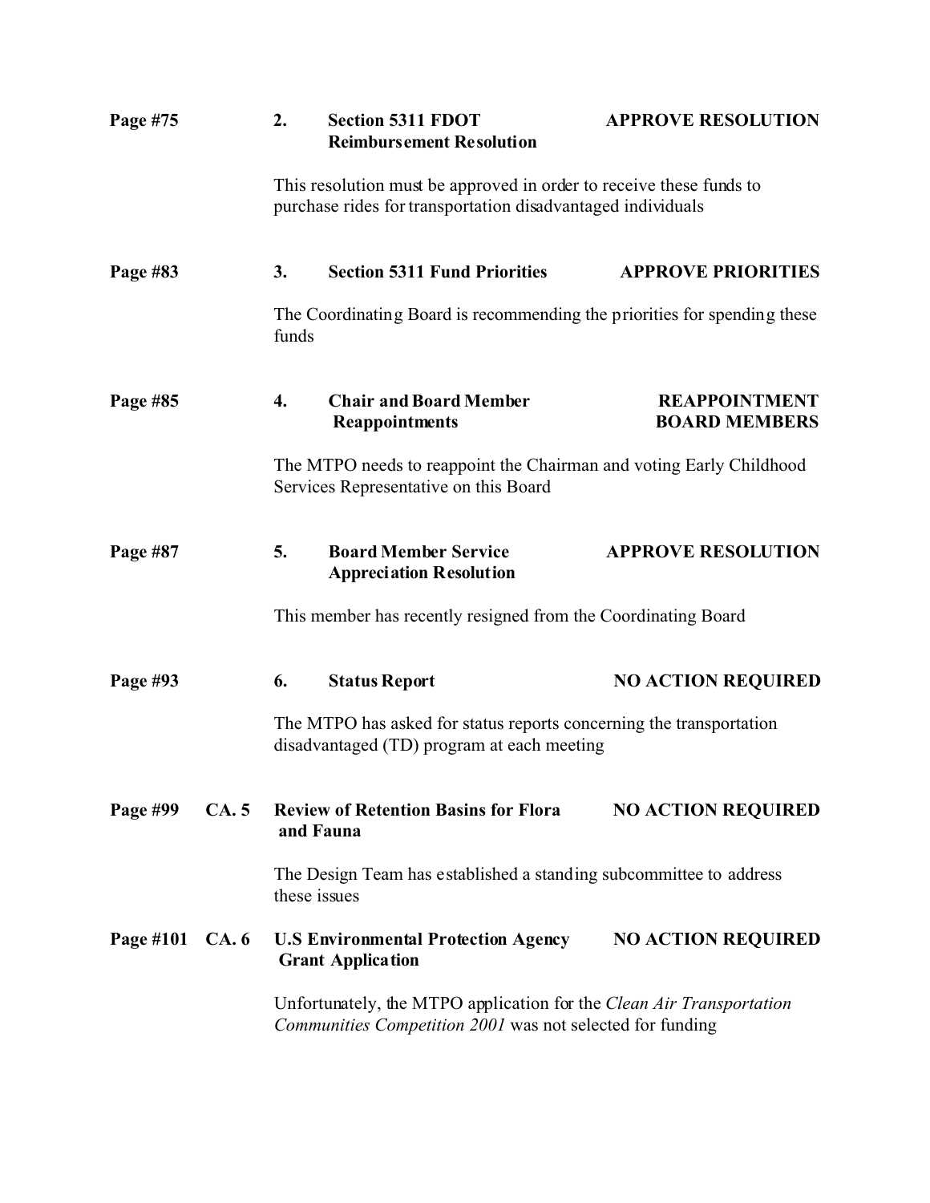**Page #75** **2. Section 5311 FDOT Reimbursement Resolution** **APPROVE RESOLUTION**

This resolution must be approved in order to receive these funds to purchase rides for transportation disadvantaged individuals

**Page #83** **3. Section 5311 Fund Priorities** **APPROVE PRIORITIES**

The Coordinating Board is recommending the priorities for spending these funds

**Page #85** **4. Chair and Board Member Reappointments** **REAPPOINTMENT BOARD MEMBERS**

The MTPO needs to reappoint the Chairman and voting Early Childhood Services Representative on this Board

**Page #87** **5. Board Member Service Appreciation Resolution** **APPROVE RESOLUTION**

This member has recently resigned from the Coordinating Board

**Page #93** **6. Status Report** **NO ACTION REQUIRED**

The MTPO has asked for status reports concerning the transportation disadvantaged (TD) program at each meeting

**Page #99** **CA. 5** **Review of Retention Basins for Flora and Fauna** **NO ACTION REQUIRED**

The Design Team has established a standing subcommittee to address these issues

**Page #101** **CA. 6** **U.S Environmental Protection Agency Grant Application** **NO ACTION REQUIRED**

Unfortunately, the MTPO application for the *Clean Air Transportation Communities Competition 2001* was not selected for funding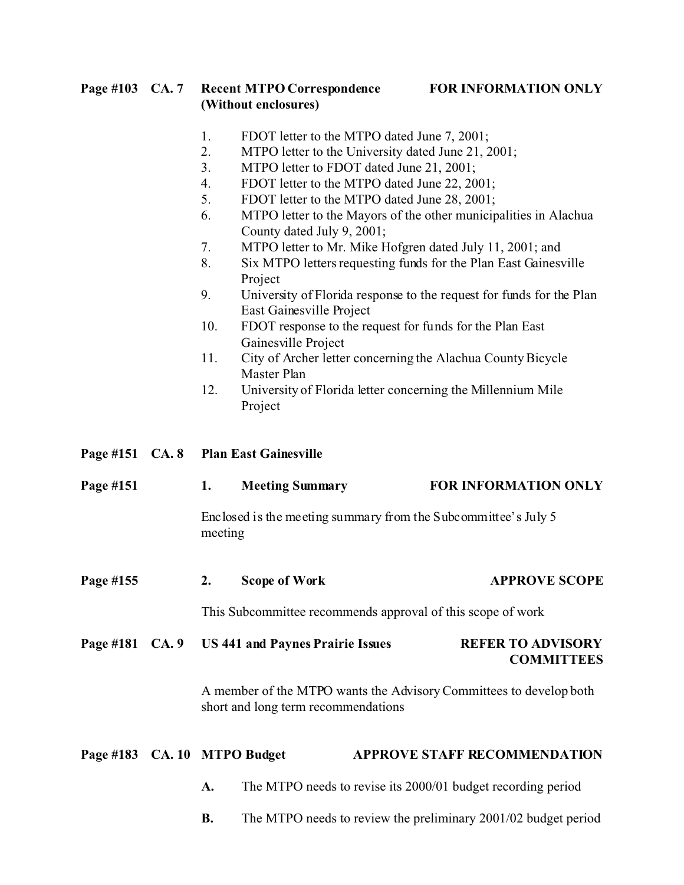**Page #103 CA. 7 Recent MTPO Correspondence (Without enclosures) FOR INFORMATION ONLY**

1. FDOT letter to the MTPO dated June 7, 2001;
2. MTPO letter to the University dated June 21, 2001;
3. MTPO letter to FDOT dated June 21, 2001;
4. FDOT letter to the MTPO dated June 22, 2001;
5. FDOT letter to the MTPO dated June 28, 2001;
6. MTPO letter to the Mayors of the other municipalities in Alachua County dated July 9, 2001;
7. MTPO letter to Mr. Mike Hofgren dated July 11, 2001; and
8. Six MTPO letters requesting funds for the Plan East Gainesville Project
9. University of Florida response to the request for funds for the Plan East Gainesville Project
10. FDOT response to the request for funds for the Plan East Gainesville Project
11. City of Archer letter concerning the Alachua County Bicycle Master Plan
12. University of Florida letter concerning the Millennium Mile Project

**Page #151 CA. 8 Plan East Gainesville**

**Page #151 1. Meeting Summary FOR INFORMATION ONLY**

Enclosed is the meeting summary from the Subcommittee's July 5 meeting

**Page #155 2. Scope of Work APPROVE SCOPE**

This Subcommittee recommends approval of this scope of work

**Page #181 CA. 9 US 441 and Paynes Prairie Issues REFER TO ADVISORY COMMITTEES**

A member of the MTPO wants the Advisory Committees to develop both short and long term recommendations

**Page #183 CA. 10 MTPO Budget APPROVE STAFF RECOMMENDATION**

**A.** The MTPO needs to revise its 2000/01 budget recording period

**B.** The MTPO needs to review the preliminary 2001/02 budget period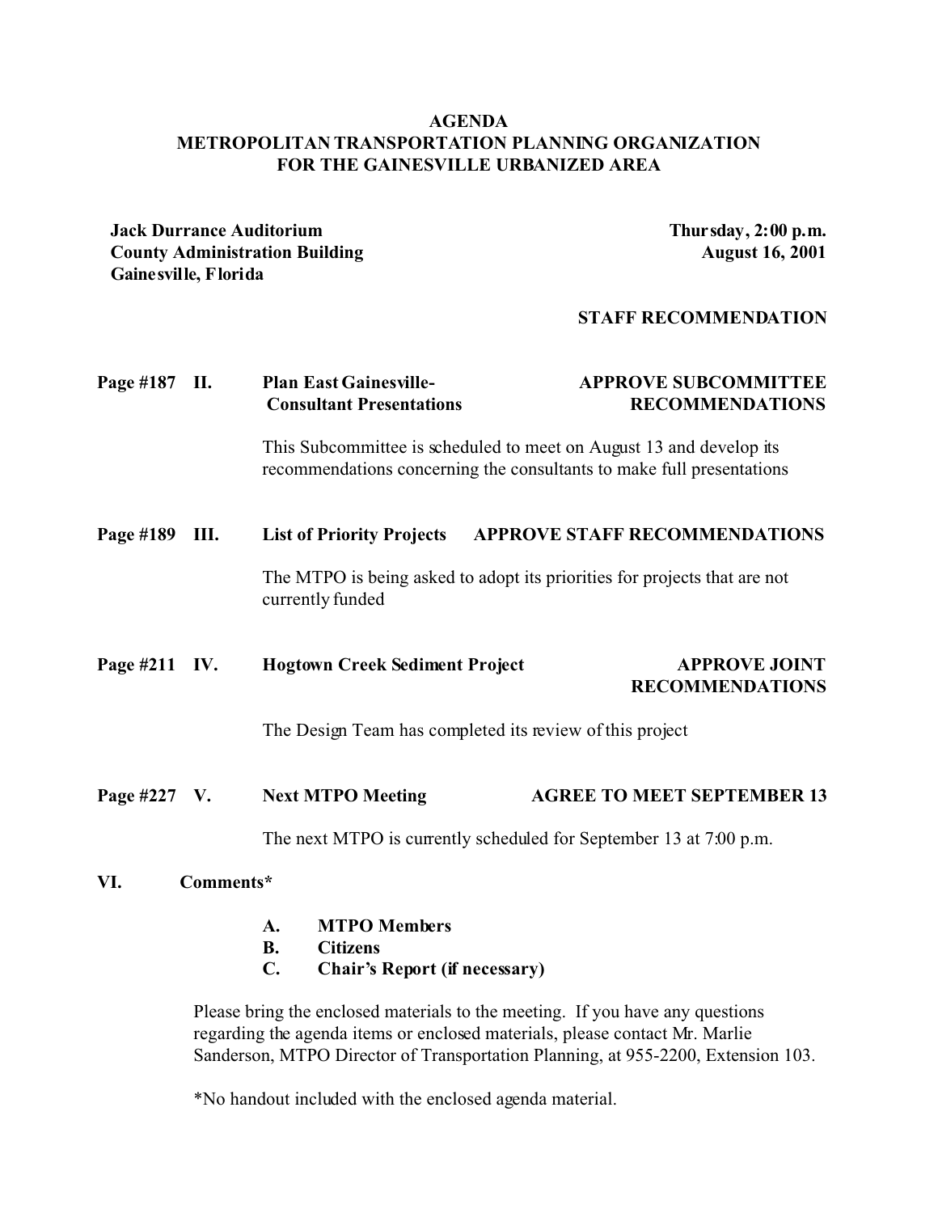**AGENDA**
**METROPOLITAN TRANSPORTATION PLANNING ORGANIZATION**
**FOR THE GAINESVILLE URBANIZED AREA**

**Jack Durrance Auditorium**
**County Administration Building**
**Gainesville, Florida**

**Thursday, 2:00 p.m.**
**August 16, 2001**

**STAFF RECOMMENDATION**

**Page #187 II. Plan East Gainesville- Consultant Presentations** — **APPROVE SUBCOMMITTEE RECOMMENDATIONS**

This Subcommittee is scheduled to meet on August 13 and develop its recommendations concerning the consultants to make full presentations

**Page #189 III. List of Priority Projects** — **APPROVE STAFF RECOMMENDATIONS**

The MTPO is being asked to adopt its priorities for projects that are not currently funded

**Page #211 IV. Hogtown Creek Sediment Project** — **APPROVE JOINT RECOMMENDATIONS**

The Design Team has completed its review of this project

**Page #227 V. Next MTPO Meeting** — **AGREE TO MEET SEPTEMBER 13**

The next MTPO is currently scheduled for September 13 at 7:00 p.m.

**VI. Comments***

- **A. MTPO Members**
- **B. Citizens**
- **C. Chair's Report (if necessary)**

Please bring the enclosed materials to the meeting. If you have any questions regarding the agenda items or enclosed materials, please contact Mr. Marlie Sanderson, MTPO Director of Transportation Planning, at 955-2200, Extension 103.

*No handout included with the enclosed agenda material.